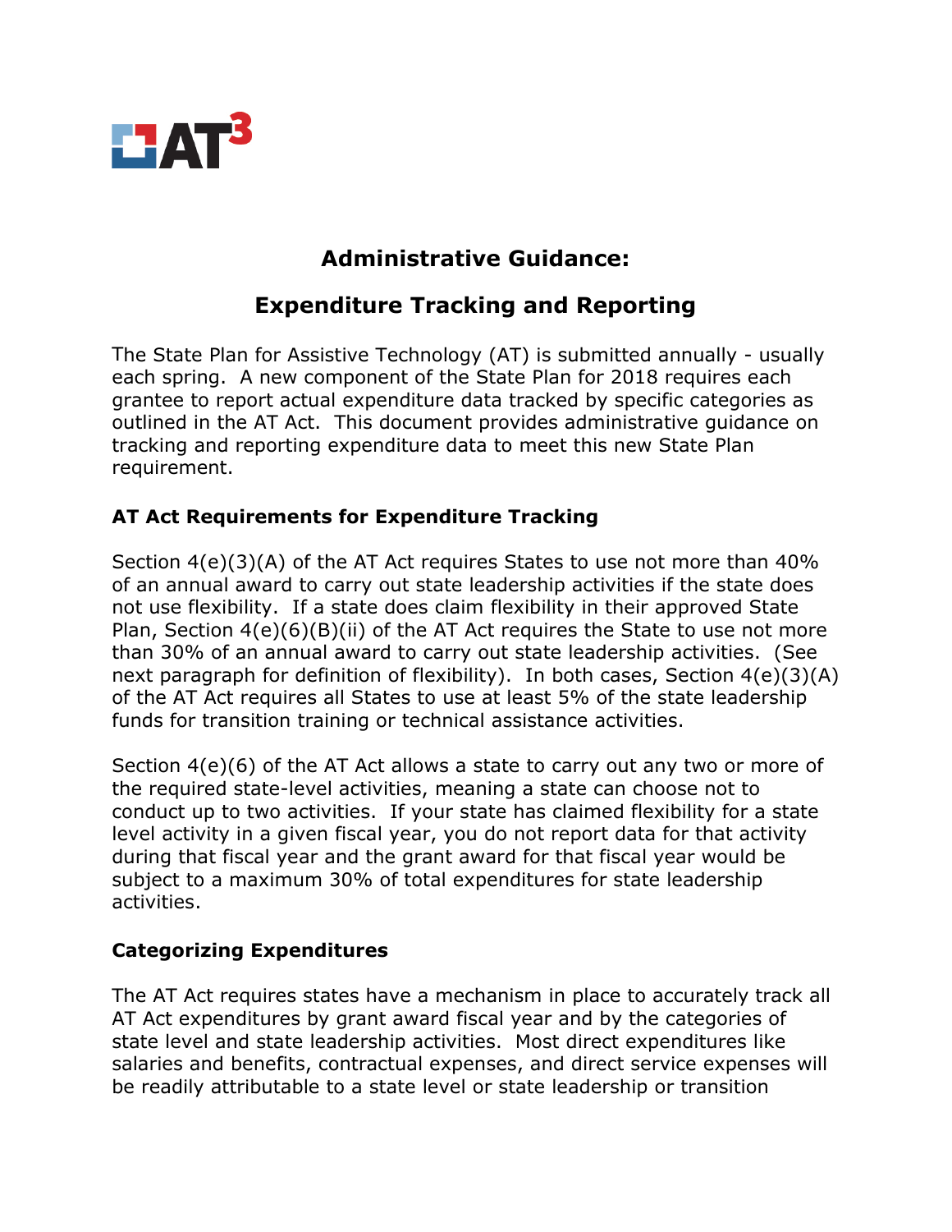AT3

# Administrative Guidance:

# Expenditure Tracking and Reporting

The State Plan for Assistive Technology (AT) is submitted annually - usually each spring. A new component of the State Plan for 2018 requires each grantee to report actual expenditure data tracked by specific categories as outlined in the AT Act. This document provides administrative guidance on tracking and reporting expenditure data to meet this new State Plan requirement.

### AT Act Requirements for Expenditure Tracking

Section 4(e)(3)(A) of the AT Act requires States to use not more than 40% of an annual award to carry out state leadership activities if the state does not use flexibility. If a state does claim flexibility in their approved State Plan, Section 4(e)(6)(B)(ii) of the AT Act requires the State to use not more than 30% of an annual award to carry out state leadership activities. (See next paragraph for definition of flexibility). In both cases, Section 4(e)(3)(A) of the AT Act requires all States to use at least 5% of the state leadership funds for transition training or technical assistance activities.

Section 4(e)(6) of the AT Act allows a state to carry out any two or more of the required state-level activities, meaning a state can choose not to conduct up to two activities. If your state has claimed flexibility for a state level activity in a given fiscal year, you do not report data for that activity during that fiscal year and the grant award for that fiscal year would be subject to a maximum 30% of total expenditures for state leadership activities.

### Categorizing Expenditures

The AT Act requires states have a mechanism in place to accurately track all AT Act expenditures by grant award fiscal year and by the categories of state level and state leadership activities. Most direct expenditures like salaries and benefits, contractual expenses, and direct service expenses will be readily attributable to a state level or state leadership or transition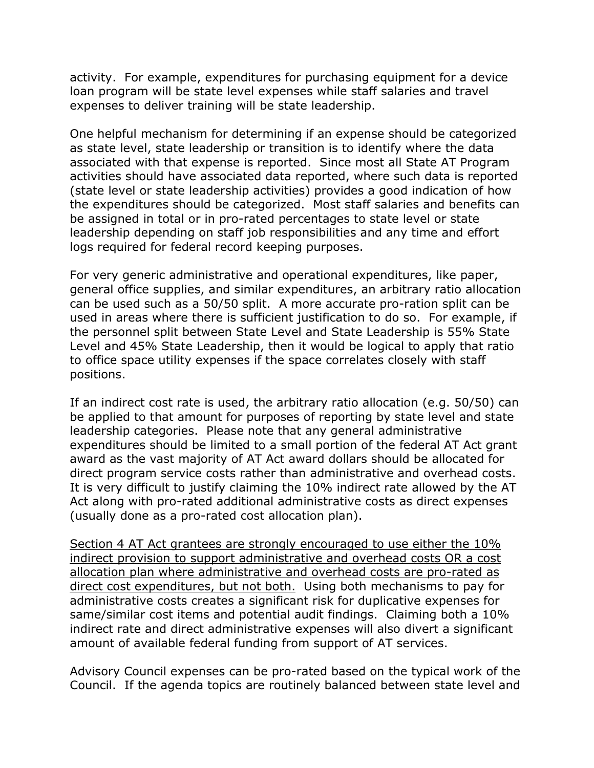activity.  For example, expenditures for purchasing equipment for a device loan program will be state level expenses while staff salaries and travel expenses to deliver training will be state leadership.

One helpful mechanism for determining if an expense should be categorized as state level, state leadership or transition is to identify where the data associated with that expense is reported.  Since most all State AT Program activities should have associated data reported, where such data is reported (state level or state leadership activities) provides a good indication of how the expenditures should be categorized.  Most staff salaries and benefits can be assigned in total or in pro-rated percentages to state level or state leadership depending on staff job responsibilities and any time and effort logs required for federal record keeping purposes.

For very generic administrative and operational expenditures, like paper, general office supplies, and similar expenditures, an arbitrary ratio allocation can be used such as a 50/50 split.  A more accurate pro-ration split can be used in areas where there is sufficient justification to do so.  For example, if the personnel split between State Level and State Leadership is 55% State Level and 45% State Leadership, then it would be logical to apply that ratio to office space utility expenses if the space correlates closely with staff positions.

If an indirect cost rate is used, the arbitrary ratio allocation (e.g. 50/50) can be applied to that amount for purposes of reporting by state level and state leadership categories.  Please note that any general administrative expenditures should be limited to a small portion of the federal AT Act grant award as the vast majority of AT Act award dollars should be allocated for direct program service costs rather than administrative and overhead costs.  It is very difficult to justify claiming the 10% indirect rate allowed by the AT Act along with pro-rated additional administrative costs as direct expenses (usually done as a pro-rated cost allocation plan).

<u>Section 4 AT Act grantees are strongly encouraged to use either the 10% indirect provision to support administrative and overhead costs OR a cost allocation plan where administrative and overhead costs are pro-rated as direct cost expenditures, but not both.</u>  Using both mechanisms to pay for administrative costs creates a significant risk for duplicative expenses for same/similar cost items and potential audit findings.  Claiming both a 10% indirect rate and direct administrative expenses will also divert a significant amount of available federal funding from support of AT services.

Advisory Council expenses can be pro-rated based on the typical work of the Council.  If the agenda topics are routinely balanced between state level and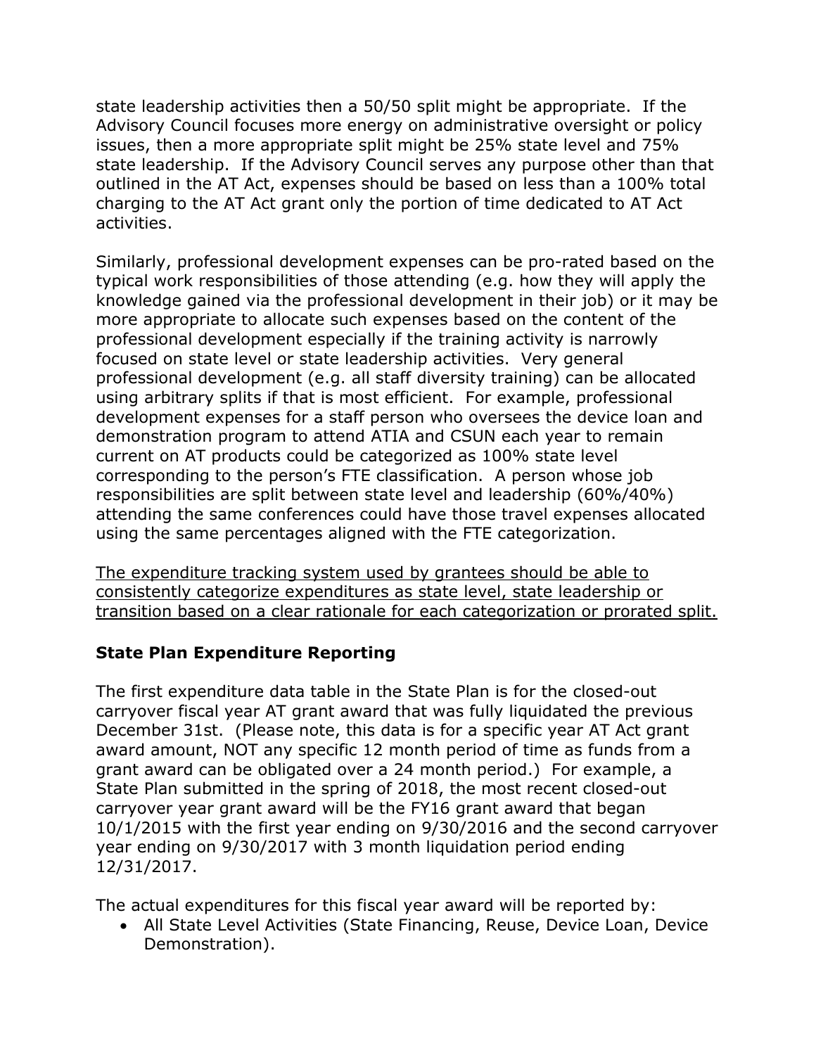state leadership activities then a 50/50 split might be appropriate. If the Advisory Council focuses more energy on administrative oversight or policy issues, then a more appropriate split might be 25% state level and 75% state leadership. If the Advisory Council serves any purpose other than that outlined in the AT Act, expenses should be based on less than a 100% total charging to the AT Act grant only the portion of time dedicated to AT Act activities.

Similarly, professional development expenses can be pro-rated based on the typical work responsibilities of those attending (e.g. how they will apply the knowledge gained via the professional development in their job) or it may be more appropriate to allocate such expenses based on the content of the professional development especially if the training activity is narrowly focused on state level or state leadership activities. Very general professional development (e.g. all staff diversity training) can be allocated using arbitrary splits if that is most efficient. For example, professional development expenses for a staff person who oversees the device loan and demonstration program to attend ATIA and CSUN each year to remain current on AT products could be categorized as 100% state level corresponding to the person's FTE classification. A person whose job responsibilities are split between state level and leadership (60%/40%) attending the same conferences could have those travel expenses allocated using the same percentages aligned with the FTE categorization.

<u>The expenditure tracking system used by grantees should be able to consistently categorize expenditures as state level, state leadership or transition based on a clear rationale for each categorization or prorated split.</u>

### State Plan Expenditure Reporting

The first expenditure data table in the State Plan is for the closed-out carryover fiscal year AT grant award that was fully liquidated the previous December 31st. (Please note, this data is for a specific year AT Act grant award amount, NOT any specific 12 month period of time as funds from a grant award can be obligated over a 24 month period.) For example, a State Plan submitted in the spring of 2018, the most recent closed-out carryover year grant award will be the FY16 grant award that began 10/1/2015 with the first year ending on 9/30/2016 and the second carryover year ending on 9/30/2017 with 3 month liquidation period ending 12/31/2017.

The actual expenditures for this fiscal year award will be reported by:

- All State Level Activities (State Financing, Reuse, Device Loan, Device Demonstration).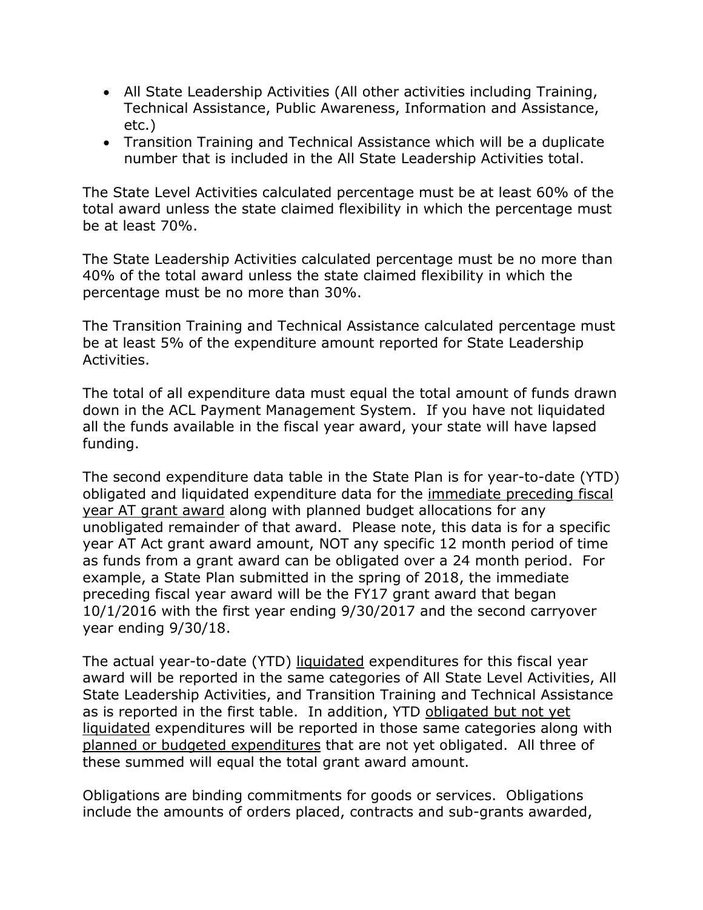- All State Leadership Activities (All other activities including Training, Technical Assistance, Public Awareness, Information and Assistance, etc.)
- Transition Training and Technical Assistance which will be a duplicate number that is included in the All State Leadership Activities total.

The State Level Activities calculated percentage must be at least 60% of the total award unless the state claimed flexibility in which the percentage must be at least 70%.

The State Leadership Activities calculated percentage must be no more than 40% of the total award unless the state claimed flexibility in which the percentage must be no more than 30%.

The Transition Training and Technical Assistance calculated percentage must be at least 5% of the expenditure amount reported for State Leadership Activities.

The total of all expenditure data must equal the total amount of funds drawn down in the ACL Payment Management System. If you have not liquidated all the funds available in the fiscal year award, your state will have lapsed funding.

The second expenditure data table in the State Plan is for year-to-date (YTD) obligated and liquidated expenditure data for the <u>immediate preceding fiscal year AT grant award</u> along with planned budget allocations for any unobligated remainder of that award. Please note, this data is for a specific year AT Act grant award amount, NOT any specific 12 month period of time as funds from a grant award can be obligated over a 24 month period. For example, a State Plan submitted in the spring of 2018, the immediate preceding fiscal year award will be the FY17 grant award that began 10/1/2016 with the first year ending 9/30/2017 and the second carryover year ending 9/30/18.

The actual year-to-date (YTD) <u>liquidated</u> expenditures for this fiscal year award will be reported in the same categories of All State Level Activities, All State Leadership Activities, and Transition Training and Technical Assistance as is reported in the first table. In addition, YTD <u>obligated but not yet liquidated</u> expenditures will be reported in those same categories along with <u>planned or budgeted expenditures</u> that are not yet obligated. All three of these summed will equal the total grant award amount.

Obligations are binding commitments for goods or services. Obligations include the amounts of orders placed, contracts and sub-grants awarded,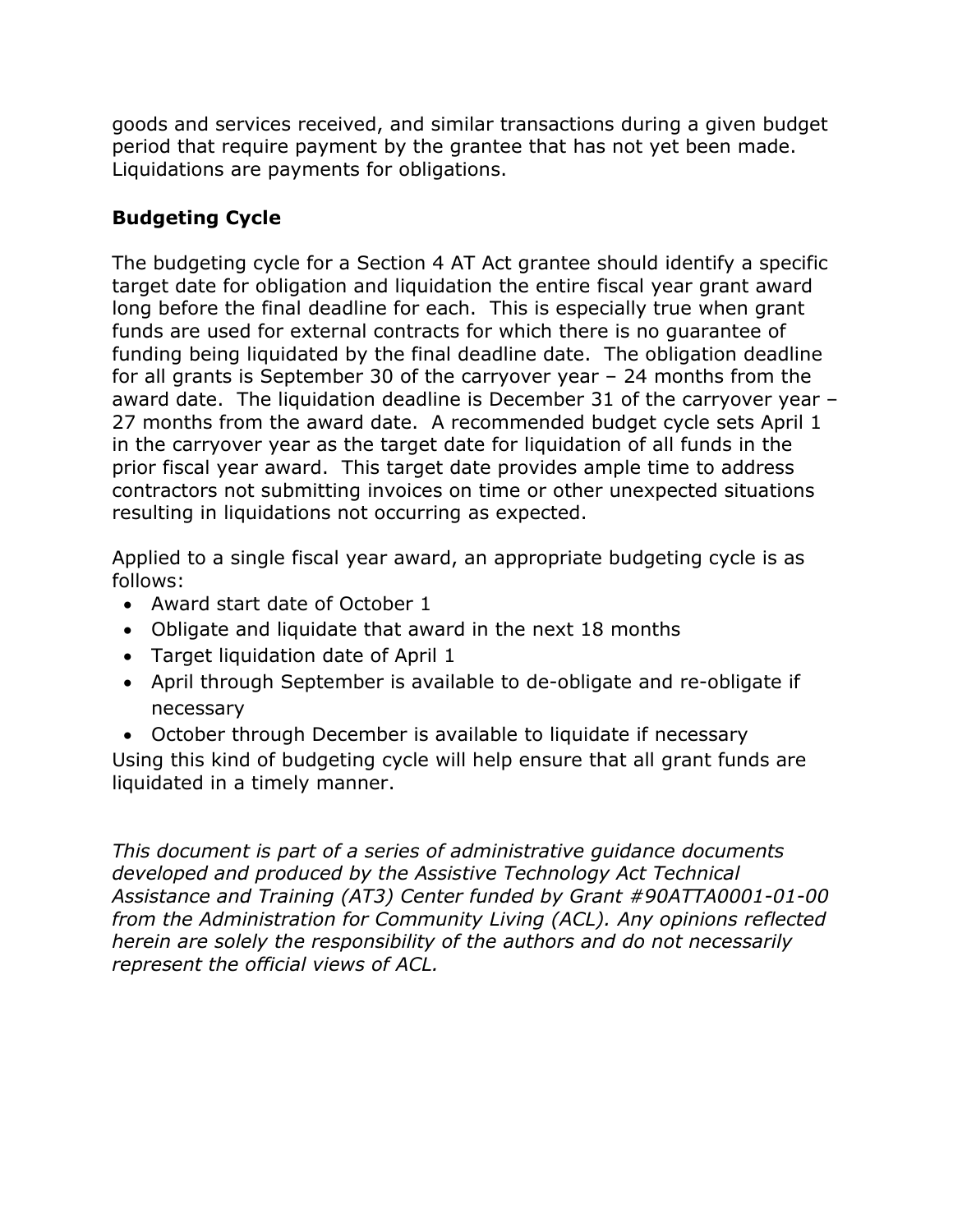goods and services received, and similar transactions during a given budget period that require payment by the grantee that has not yet been made. Liquidations are payments for obligations.

## Budgeting Cycle

The budgeting cycle for a Section 4 AT Act grantee should identify a specific target date for obligation and liquidation the entire fiscal year grant award long before the final deadline for each. This is especially true when grant funds are used for external contracts for which there is no guarantee of funding being liquidated by the final deadline date. The obligation deadline for all grants is September 30 of the carryover year – 24 months from the award date. The liquidation deadline is December 31 of the carryover year – 27 months from the award date. A recommended budget cycle sets April 1 in the carryover year as the target date for liquidation of all funds in the prior fiscal year award. This target date provides ample time to address contractors not submitting invoices on time or other unexpected situations resulting in liquidations not occurring as expected.

Applied to a single fiscal year award, an appropriate budgeting cycle is as follows:

- Award start date of October 1
- Obligate and liquidate that award in the next 18 months
- Target liquidation date of April 1
- April through September is available to de-obligate and re-obligate if necessary
- October through December is available to liquidate if necessary

Using this kind of budgeting cycle will help ensure that all grant funds are liquidated in a timely manner.

*This document is part of a series of administrative guidance documents developed and produced by the Assistive Technology Act Technical Assistance and Training (AT3) Center funded by Grant #90ATTA0001-01-00 from the Administration for Community Living (ACL). Any opinions reflected herein are solely the responsibility of the authors and do not necessarily represent the official views of ACL.*